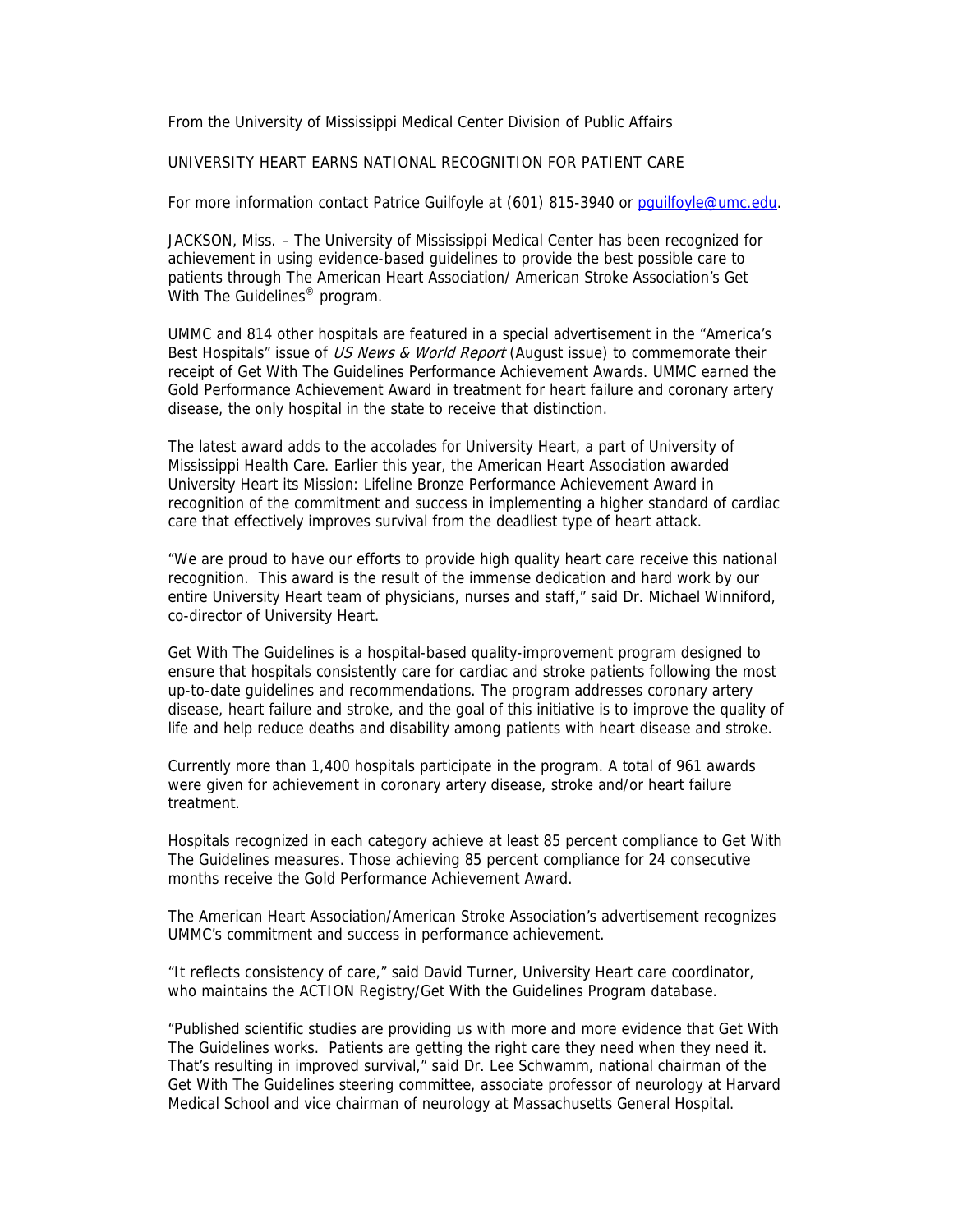From the University of Mississippi Medical Center Division of Public Affairs

UNIVERSITY HEART EARNS NATIONAL RECOGNITION FOR PATIENT CARE

For more information contact Patrice Guilfoyle at (601) 815-3940 or pguilfoyle@umc.edu.

JACKSON, Miss. – The University of Mississippi Medical Center has been recognized for achievement in using evidence-based guidelines to provide the best possible care to patients through The American Heart Association/ American Stroke Association's Get With The Guidelines® program.

UMMC and 814 other hospitals are featured in a special advertisement in the "America's Best Hospitals" issue of *US News & World Report* (August issue) to commemorate their receipt of Get With The Guidelines Performance Achievement Awards. UMMC earned the Gold Performance Achievement Award in treatment for heart failure and coronary artery disease, the only hospital in the state to receive that distinction.

The latest award adds to the accolades for University Heart, a part of University of Mississippi Health Care. Earlier this year, the American Heart Association awarded University Heart its Mission: Lifeline Bronze Performance Achievement Award in recognition of the commitment and success in implementing a higher standard of cardiac care that effectively improves survival from the deadliest type of heart attack.

"We are proud to have our efforts to provide high quality heart care receive this national recognition. This award is the result of the immense dedication and hard work by our entire University Heart team of physicians, nurses and staff," said Dr. Michael Winniford, co-director of University Heart.

Get With The Guidelines is a hospital-based quality-improvement program designed to ensure that hospitals consistently care for cardiac and stroke patients following the most up-to-date guidelines and recommendations. The program addresses coronary artery disease, heart failure and stroke, and the goal of this initiative is to improve the quality of life and help reduce deaths and disability among patients with heart disease and stroke.

Currently more than 1,400 hospitals participate in the program. A total of 961 awards were given for achievement in coronary artery disease, stroke and/or heart failure treatment.

Hospitals recognized in each category achieve at least 85 percent compliance to Get With The Guidelines measures. Those achieving 85 percent compliance for 24 consecutive months receive the Gold Performance Achievement Award.

The American Heart Association/American Stroke Association's advertisement recognizes UMMC's commitment and success in performance achievement.

"It reflects consistency of care," said David Turner, University Heart care coordinator, who maintains the ACTION Registry/Get With the Guidelines Program database.

"Published scientific studies are providing us with more and more evidence that Get With The Guidelines works. Patients are getting the right care they need when they need it. That's resulting in improved survival," said Dr. Lee Schwamm, national chairman of the Get With The Guidelines steering committee, associate professor of neurology at Harvard Medical School and vice chairman of neurology at Massachusetts General Hospital.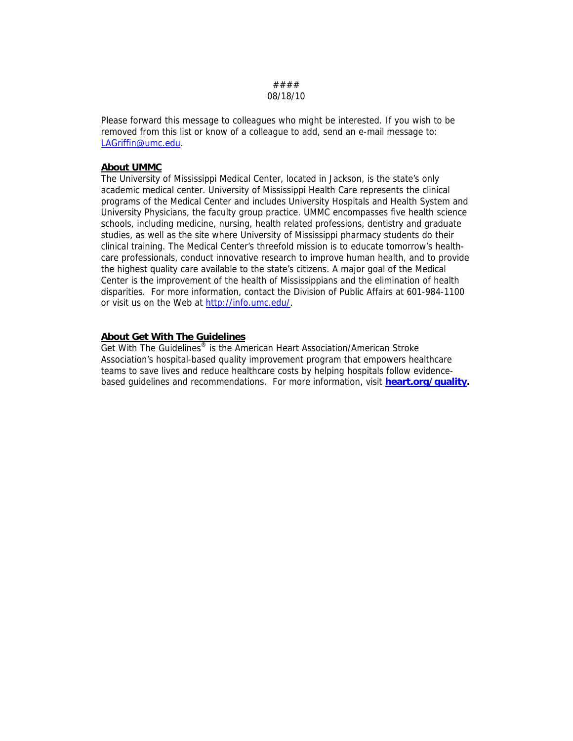####

08/18/10

Please forward this message to colleagues who might be interested. If you wish to be removed from this list or know of a colleague to add, send an e-mail message to: LAGriffin@umc.edu.

**About UMMC**

The University of Mississippi Medical Center, located in Jackson, is the state's only academic medical center. University of Mississippi Health Care represents the clinical programs of the Medical Center and includes University Hospitals and Health System and University Physicians, the faculty group practice. UMMC encompasses five health science schools, including medicine, nursing, health related professions, dentistry and graduate studies, as well as the site where University of Mississippi pharmacy students do their clinical training. The Medical Center's threefold mission is to educate tomorrow's health-care professionals, conduct innovative research to improve human health, and to provide the highest quality care available to the state's citizens. A major goal of the Medical Center is the improvement of the health of Mississippians and the elimination of health disparities. For more information, contact the Division of Public Affairs at 601-984-1100 or visit us on the Web at http://info.umc.edu/.

**About Get With The Guidelines**

Get With The Guidelines® is the American Heart Association/American Stroke Association's hospital-based quality improvement program that empowers healthcare teams to save lives and reduce healthcare costs by helping hospitals follow evidence-based guidelines and recommendations. For more information, visit **heart.org/quality.**